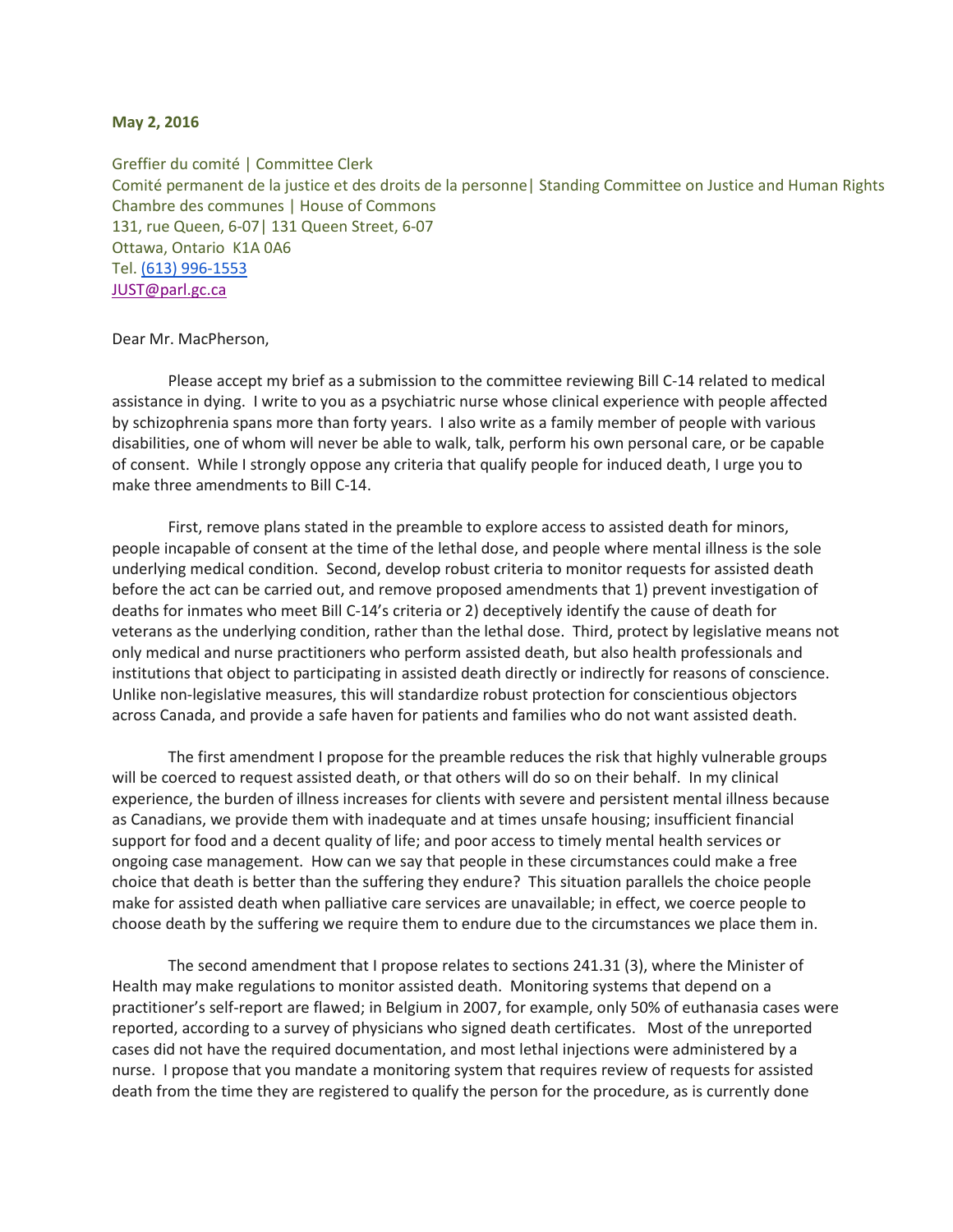**May 2, 2016**

Greffier du comité | Committee Clerk
Comité permanent de la justice et des droits de la personne| Standing Committee on Justice and Human Rights
Chambre des communes | House of Commons
131, rue Queen, 6-07| 131 Queen Street, 6-07
Ottawa, Ontario K1A 0A6
Tel. (613) 996-1553
JUST@parl.gc.ca

Dear Mr. MacPherson,

Please accept my brief as a submission to the committee reviewing Bill C-14 related to medical assistance in dying. I write to you as a psychiatric nurse whose clinical experience with people affected by schizophrenia spans more than forty years. I also write as a family member of people with various disabilities, one of whom will never be able to walk, talk, perform his own personal care, or be capable of consent. While I strongly oppose any criteria that qualify people for induced death, I urge you to make three amendments to Bill C-14.

First, remove plans stated in the preamble to explore access to assisted death for minors, people incapable of consent at the time of the lethal dose, and people where mental illness is the sole underlying medical condition. Second, develop robust criteria to monitor requests for assisted death before the act can be carried out, and remove proposed amendments that 1) prevent investigation of deaths for inmates who meet Bill C-14's criteria or 2) deceptively identify the cause of death for veterans as the underlying condition, rather than the lethal dose. Third, protect by legislative means not only medical and nurse practitioners who perform assisted death, but also health professionals and institutions that object to participating in assisted death directly or indirectly for reasons of conscience. Unlike non-legislative measures, this will standardize robust protection for conscientious objectors across Canada, and provide a safe haven for patients and families who do not want assisted death.

The first amendment I propose for the preamble reduces the risk that highly vulnerable groups will be coerced to request assisted death, or that others will do so on their behalf. In my clinical experience, the burden of illness increases for clients with severe and persistent mental illness because as Canadians, we provide them with inadequate and at times unsafe housing; insufficient financial support for food and a decent quality of life; and poor access to timely mental health services or ongoing case management. How can we say that people in these circumstances could make a free choice that death is better than the suffering they endure? This situation parallels the choice people make for assisted death when palliative care services are unavailable; in effect, we coerce people to choose death by the suffering we require them to endure due to the circumstances we place them in.

The second amendment that I propose relates to sections 241.31 (3), where the Minister of Health may make regulations to monitor assisted death. Monitoring systems that depend on a practitioner's self-report are flawed; in Belgium in 2007, for example, only 50% of euthanasia cases were reported, according to a survey of physicians who signed death certificates. Most of the unreported cases did not have the required documentation, and most lethal injections were administered by a nurse. I propose that you mandate a monitoring system that requires review of requests for assisted death from the time they are registered to qualify the person for the procedure, as is currently done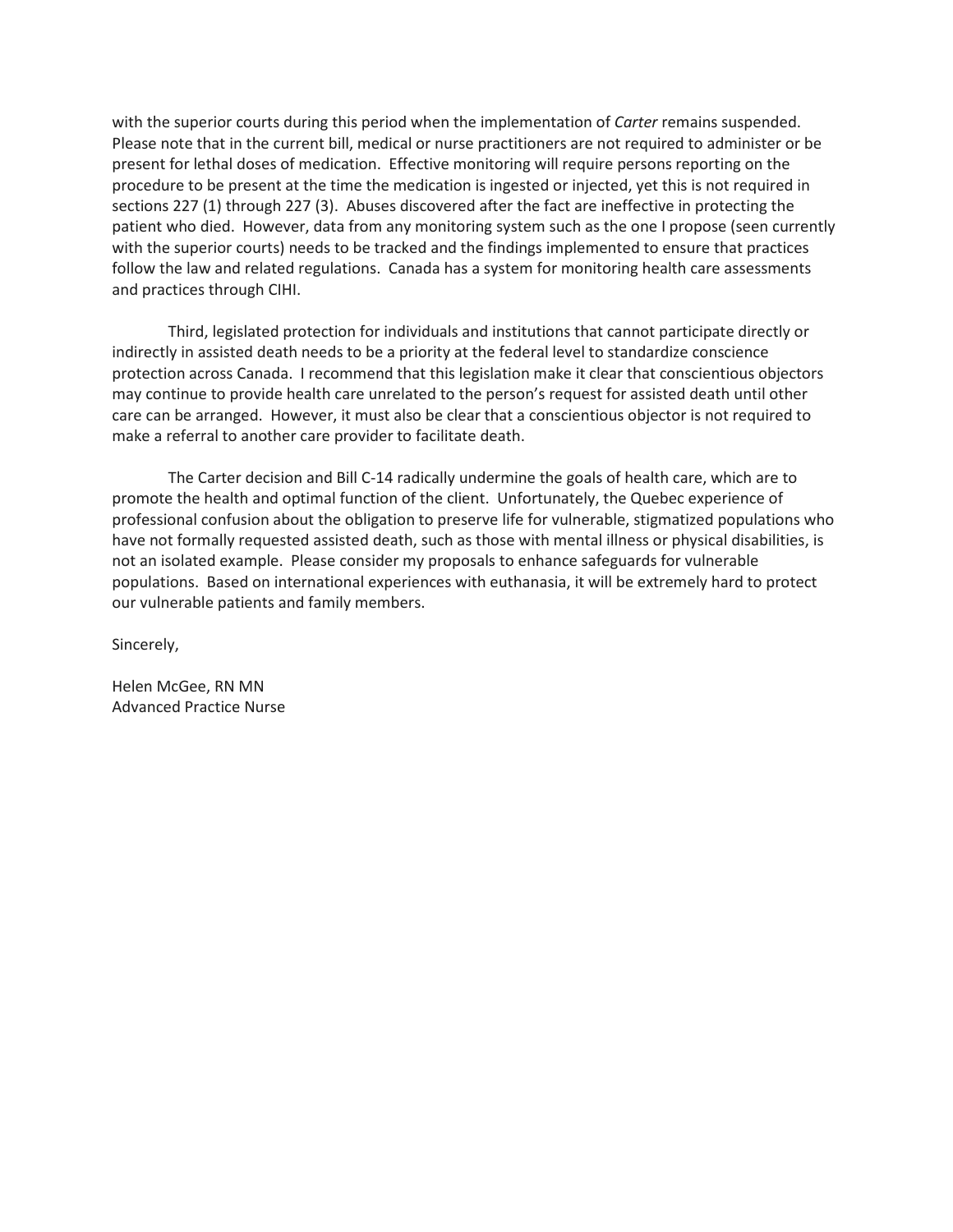with the superior courts during this period when the implementation of *Carter* remains suspended. Please note that in the current bill, medical or nurse practitioners are not required to administer or be present for lethal doses of medication. Effective monitoring will require persons reporting on the procedure to be present at the time the medication is ingested or injected, yet this is not required in sections 227 (1) through 227 (3). Abuses discovered after the fact are ineffective in protecting the patient who died. However, data from any monitoring system such as the one I propose (seen currently with the superior courts) needs to be tracked and the findings implemented to ensure that practices follow the law and related regulations. Canada has a system for monitoring health care assessments and practices through CIHI.

Third, legislated protection for individuals and institutions that cannot participate directly or indirectly in assisted death needs to be a priority at the federal level to standardize conscience protection across Canada. I recommend that this legislation make it clear that conscientious objectors may continue to provide health care unrelated to the person's request for assisted death until other care can be arranged. However, it must also be clear that a conscientious objector is not required to make a referral to another care provider to facilitate death.

The Carter decision and Bill C-14 radically undermine the goals of health care, which are to promote the health and optimal function of the client. Unfortunately, the Quebec experience of professional confusion about the obligation to preserve life for vulnerable, stigmatized populations who have not formally requested assisted death, such as those with mental illness or physical disabilities, is not an isolated example. Please consider my proposals to enhance safeguards for vulnerable populations. Based on international experiences with euthanasia, it will be extremely hard to protect our vulnerable patients and family members.

Sincerely,

Helen McGee, RN MN
Advanced Practice Nurse